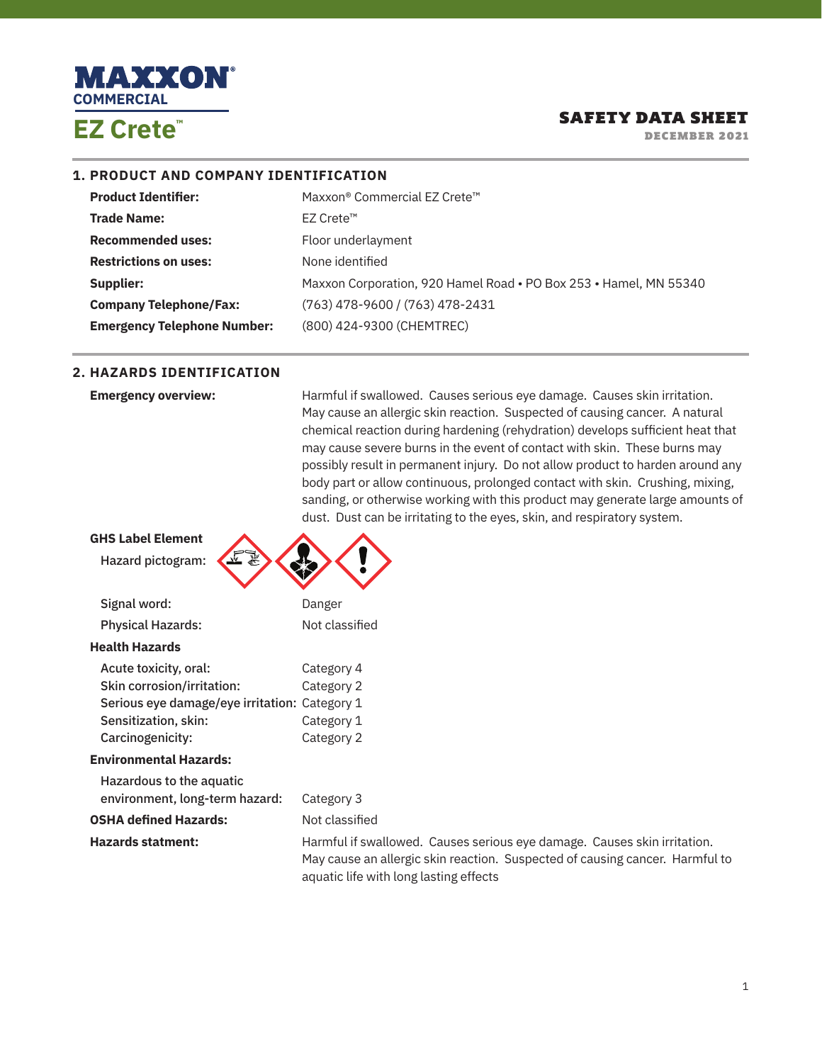MAXXON® COMMERCIAL

# EZ Crete™

## SAFETY DATA SHEET

DECEMBER 2021

## 1. PRODUCT AND COMPANY IDENTIFICATION

| | |
|---|---|
| **Product Identifier:** | Maxxon® Commercial EZ Crete™ |
| **Trade Name:** | EZ Crete™ |
| **Recommended uses:** | Floor underlayment |
| **Restrictions on uses:** | None identified |
| **Supplier:** | Maxxon Corporation, 920 Hamel Road • PO Box 253 • Hamel, MN 55340 |
| **Company Telephone/Fax:** | (763) 478-9600 / (763) 478-2431 |
| **Emergency Telephone Number:** | (800) 424-9300 (CHEMTREC) |

## 2. HAZARDS IDENTIFICATION

**Emergency overview:** Harmful if swallowed. Causes serious eye damage. Causes skin irritation. May cause an allergic skin reaction. Suspected of causing cancer. A natural chemical reaction during hardening (rehydration) develops sufficient heat that may cause severe burns in the event of contact with skin. These burns may possibly result in permanent injury. Do not allow product to harden around any body part or allow continuous, prolonged contact with skin. Crushing, mixing, sanding, or otherwise working with this product may generate large amounts of dust. Dust can be irritating to the eyes, skin, and respiratory system.

**GHS Label Element**

Hazard pictogram:

Signal word: Danger

Physical Hazards: Not classified

**Health Hazards**

| | |
|---|---|
| Acute toxicity, oral: | Category 4 |
| Skin corrosion/irritation: | Category 2 |
| Serious eye damage/eye irritation: | Category 1 |
| Sensitization, skin: | Category 1 |
| Carcinogenicity: | Category 2 |

**Environmental Hazards:**

Hazardous to the aquatic environment, long-term hazard: Category 3

**OSHA defined Hazards:** Not classified

**Hazards statment:** Harmful if swallowed. Causes serious eye damage. Causes skin irritation. May cause an allergic skin reaction. Suspected of causing cancer. Harmful to aquatic life with long lasting effects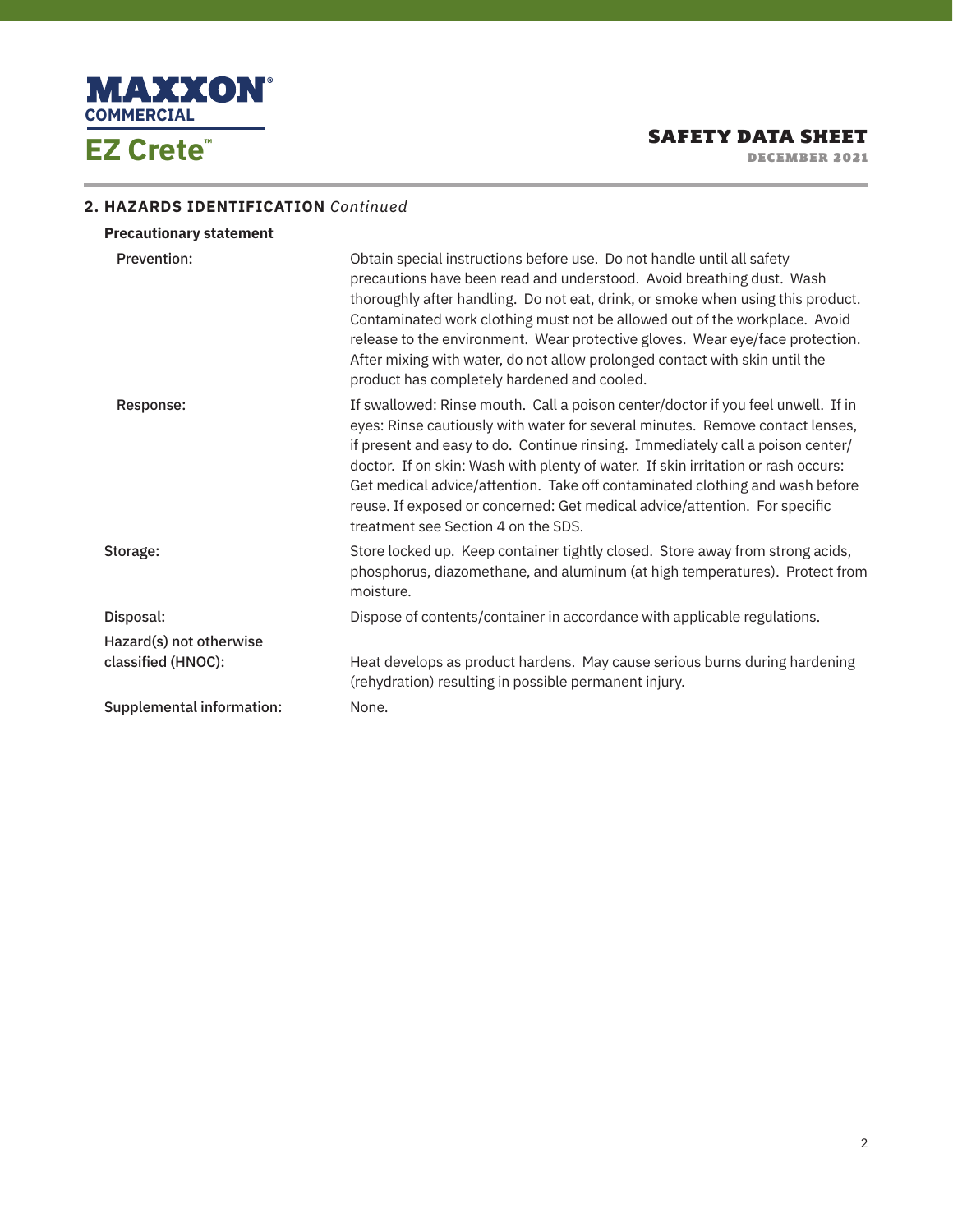## 2. HAZARDS IDENTIFICATION *Continued*

**Precautionary statement**

**Prevention:** Obtain special instructions before use. Do not handle until all safety precautions have been read and understood. Avoid breathing dust. Wash thoroughly after handling. Do not eat, drink, or smoke when using this product. Contaminated work clothing must not be allowed out of the workplace. Avoid release to the environment. Wear protective gloves. Wear eye/face protection. After mixing with water, do not allow prolonged contact with skin until the product has completely hardened and cooled.

**Response:** If swallowed: Rinse mouth. Call a poison center/doctor if you feel unwell. If in eyes: Rinse cautiously with water for several minutes. Remove contact lenses, if present and easy to do. Continue rinsing. Immediately call a poison center/doctor. If on skin: Wash with plenty of water. If skin irritation or rash occurs: Get medical advice/attention. Take off contaminated clothing and wash before reuse. If exposed or concerned: Get medical advice/attention. For specific treatment see Section 4 on the SDS.

**Storage:** Store locked up. Keep container tightly closed. Store away from strong acids, phosphorus, diazomethane, and aluminum (at high temperatures). Protect from moisture.

**Disposal:** Dispose of contents/container in accordance with applicable regulations.

**Hazard(s) not otherwise classified (HNOC):** Heat develops as product hardens. May cause serious burns during hardening (rehydration) resulting in possible permanent injury.

**Supplemental information:** None.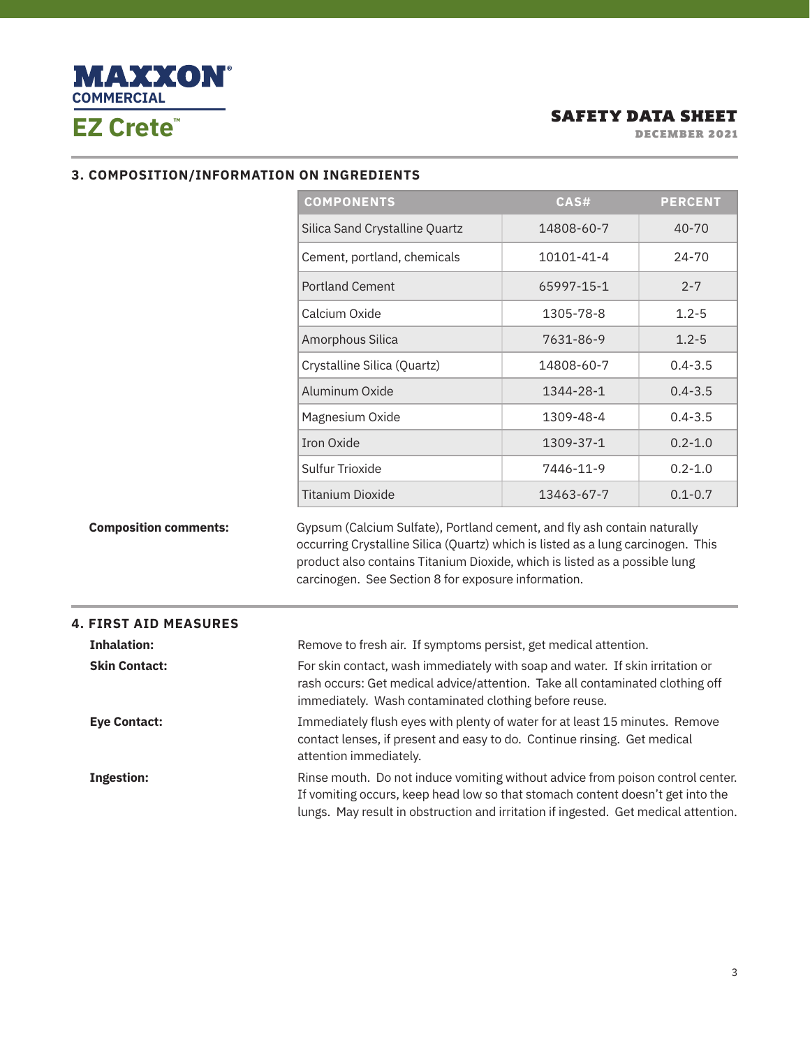## 3. COMPOSITION/INFORMATION ON INGREDIENTS

| COMPONENTS | CAS# | PERCENT |
|---|---|---|
| Silica Sand Crystalline Quartz | 14808-60-7 | 40-70 |
| Cement, portland, chemicals | 10101-41-4 | 24-70 |
| Portland Cement | 65997-15-1 | 2-7 |
| Calcium Oxide | 1305-78-8 | 1.2-5 |
| Amorphous Silica | 7631-86-9 | 1.2-5 |
| Crystalline Silica (Quartz) | 14808-60-7 | 0.4-3.5 |
| Aluminum Oxide | 1344-28-1 | 0.4-3.5 |
| Magnesium Oxide | 1309-48-4 | 0.4-3.5 |
| Iron Oxide | 1309-37-1 | 0.2-1.0 |
| Sulfur Trioxide | 7446-11-9 | 0.2-1.0 |
| Titanium Dioxide | 13463-67-7 | 0.1-0.7 |

**Composition comments:** Gypsum (Calcium Sulfate), Portland cement, and fly ash contain naturally occurring Crystalline Silica (Quartz) which is listed as a lung carcinogen. This product also contains Titanium Dioxide, which is listed as a possible lung carcinogen. See Section 8 for exposure information.

## 4. FIRST AID MEASURES

**Inhalation:** Remove to fresh air. If symptoms persist, get medical attention.

**Skin Contact:** For skin contact, wash immediately with soap and water. If skin irritation or rash occurs: Get medical advice/attention. Take all contaminated clothing off immediately. Wash contaminated clothing before reuse.

**Eye Contact:** Immediately flush eyes with plenty of water for at least 15 minutes. Remove contact lenses, if present and easy to do. Continue rinsing. Get medical attention immediately.

**Ingestion:** Rinse mouth. Do not induce vomiting without advice from poison control center. If vomiting occurs, keep head low so that stomach content doesn't get into the lungs. May result in obstruction and irritation if ingested. Get medical attention.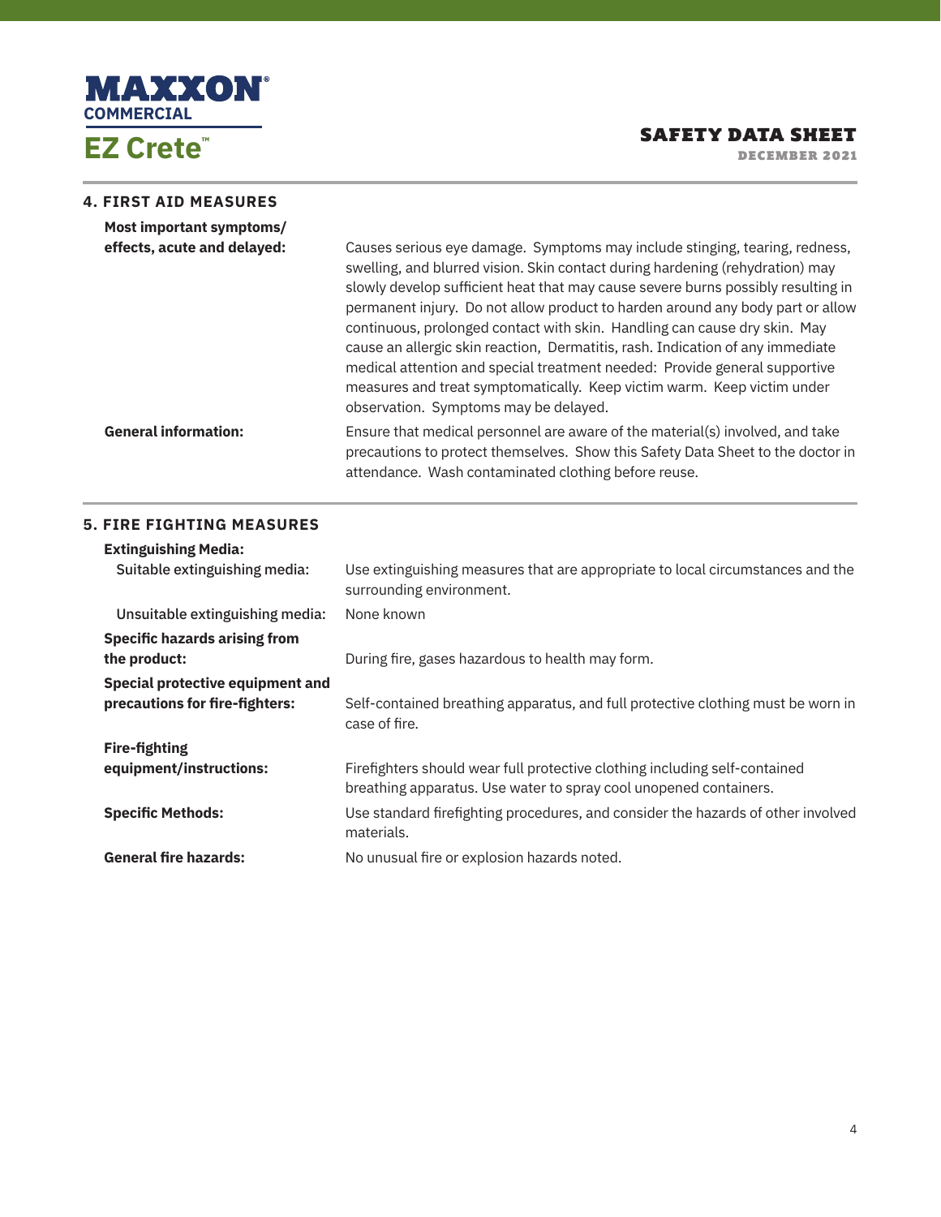## 4. FIRST AID MEASURES

**Most important symptoms/ effects, acute and delayed:**

Causes serious eye damage. Symptoms may include stinging, tearing, redness, swelling, and blurred vision. Skin contact during hardening (rehydration) may slowly develop sufficient heat that may cause severe burns possibly resulting in permanent injury. Do not allow product to harden around any body part or allow continuous, prolonged contact with skin. Handling can cause dry skin. May cause an allergic skin reaction, Dermatitis, rash. Indication of any immediate medical attention and special treatment needed: Provide general supportive measures and treat symptomatically. Keep victim warm. Keep victim under observation. Symptoms may be delayed.

**General information:**

Ensure that medical personnel are aware of the material(s) involved, and take precautions to protect themselves. Show this Safety Data Sheet to the doctor in attendance. Wash contaminated clothing before reuse.

## 5. FIRE FIGHTING MEASURES

**Extinguishing Media:**

Suitable extinguishing media: Use extinguishing measures that are appropriate to local circumstances and the surrounding environment.

Unsuitable extinguishing media: None known

**Specific hazards arising from the product:** During fire, gases hazardous to health may form.

**Special protective equipment and precautions for fire-fighters:** Self-contained breathing apparatus, and full protective clothing must be worn in case of fire.

**Fire-fighting equipment/instructions:** Firefighters should wear full protective clothing including self-contained breathing apparatus. Use water to spray cool unopened containers.

**Specific Methods:** Use standard firefighting procedures, and consider the hazards of other involved materials.

**General fire hazards:** No unusual fire or explosion hazards noted.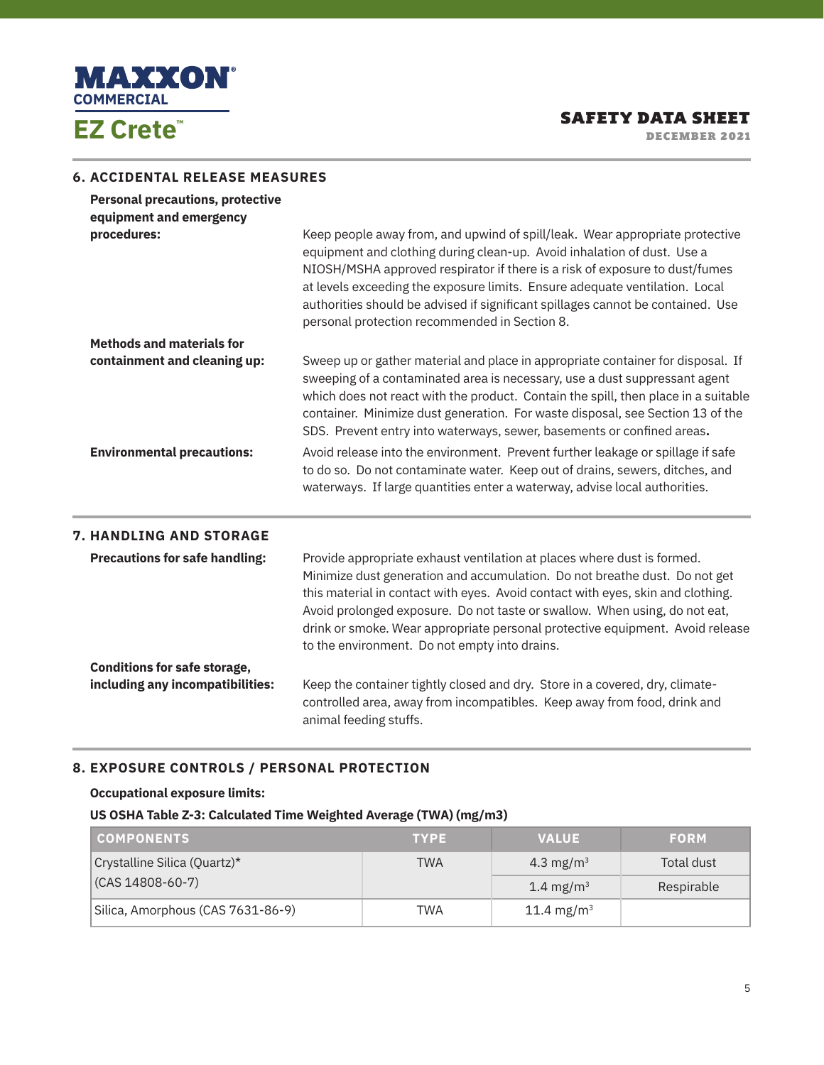## 6. ACCIDENTAL RELEASE MEASURES

**Personal precautions, protective equipment and emergency procedures:** Keep people away from, and upwind of spill/leak. Wear appropriate protective equipment and clothing during clean-up. Avoid inhalation of dust. Use a NIOSH/MSHA approved respirator if there is a risk of exposure to dust/fumes at levels exceeding the exposure limits. Ensure adequate ventilation. Local authorities should be advised if significant spillages cannot be contained. Use personal protection recommended in Section 8.

**Methods and materials for containment and cleaning up:** Sweep up or gather material and place in appropriate container for disposal. If sweeping of a contaminated area is necessary, use a dust suppressant agent which does not react with the product. Contain the spill, then place in a suitable container. Minimize dust generation. For waste disposal, see Section 13 of the SDS. Prevent entry into waterways, sewer, basements or confined areas.

**Environmental precautions:** Avoid release into the environment. Prevent further leakage or spillage if safe to do so. Do not contaminate water. Keep out of drains, sewers, ditches, and waterways. If large quantities enter a waterway, advise local authorities.

## 7. HANDLING AND STORAGE

**Precautions for safe handling:** Provide appropriate exhaust ventilation at places where dust is formed. Minimize dust generation and accumulation. Do not breathe dust. Do not get this material in contact with eyes. Avoid contact with eyes, skin and clothing. Avoid prolonged exposure. Do not taste or swallow. When using, do not eat, drink or smoke. Wear appropriate personal protective equipment. Avoid release to the environment. Do not empty into drains.

**Conditions for safe storage, including any incompatibilities:** Keep the container tightly closed and dry. Store in a covered, dry, climate-controlled area, away from incompatibles. Keep away from food, drink and animal feeding stuffs.

## 8. EXPOSURE CONTROLS / PERSONAL PROTECTION

**Occupational exposure limits:**

**US OSHA Table Z-3: Calculated Time Weighted Average (TWA) (mg/m3)**

| COMPONENTS | TYPE | VALUE | FORM |
|---|---|---|---|
| Crystalline Silica (Quartz)* (CAS 14808-60-7) | TWA | 4.3 mg/m$^3$ | Total dust |
| | | 1.4 mg/m$^3$ | Respirable |
| Silica, Amorphous (CAS 7631-86-9) | TWA | 11.4 mg/m$^3$ | |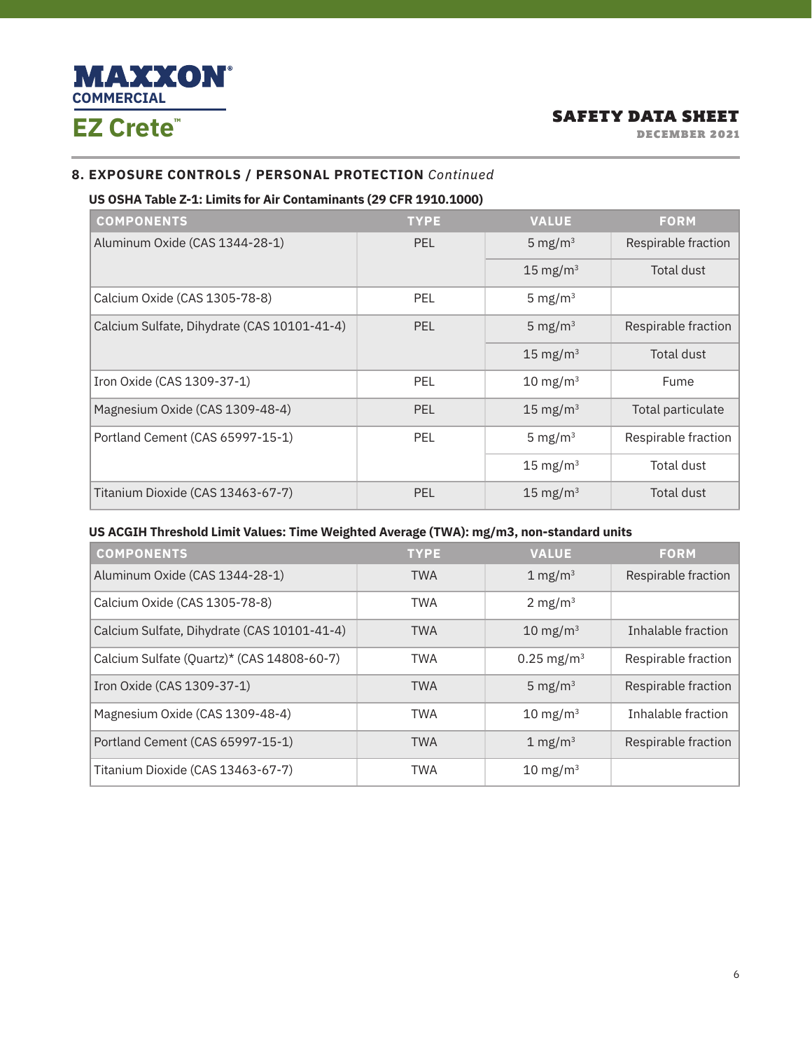## 8. EXPOSURE CONTROLS / PERSONAL PROTECTION *Continued*

**US OSHA Table Z-1: Limits for Air Contaminants (29 CFR 1910.1000)**

| COMPONENTS | TYPE | VALUE | FORM |
|---|---|---|---|
| Aluminum Oxide (CAS 1344-28-1) | PEL | 5 mg/m³ | Respirable fraction |
| | | 15 mg/m³ | Total dust |
| Calcium Oxide (CAS 1305-78-8) | PEL | 5 mg/m³ | |
| Calcium Sulfate, Dihydrate (CAS 10101-41-4) | PEL | 5 mg/m³ | Respirable fraction |
| | | 15 mg/m³ | Total dust |
| Iron Oxide (CAS 1309-37-1) | PEL | 10 mg/m³ | Fume |
| Magnesium Oxide (CAS 1309-48-4) | PEL | 15 mg/m³ | Total particulate |
| Portland Cement (CAS 65997-15-1) | PEL | 5 mg/m³ | Respirable fraction |
| | | 15 mg/m³ | Total dust |
| Titanium Dioxide (CAS 13463-67-7) | PEL | 15 mg/m³ | Total dust |

**US ACGIH Threshold Limit Values: Time Weighted Average (TWA): mg/m3, non-standard units**

| COMPONENTS | TYPE | VALUE | FORM |
|---|---|---|---|
| Aluminum Oxide (CAS 1344-28-1) | TWA | 1 mg/m³ | Respirable fraction |
| Calcium Oxide (CAS 1305-78-8) | TWA | 2 mg/m³ | |
| Calcium Sulfate, Dihydrate (CAS 10101-41-4) | TWA | 10 mg/m³ | Inhalable fraction |
| Calcium Sulfate (Quartz)* (CAS 14808-60-7) | TWA | 0.25 mg/m³ | Respirable fraction |
| Iron Oxide (CAS 1309-37-1) | TWA | 5 mg/m³ | Respirable fraction |
| Magnesium Oxide (CAS 1309-48-4) | TWA | 10 mg/m³ | Inhalable fraction |
| Portland Cement (CAS 65997-15-1) | TWA | 1 mg/m³ | Respirable fraction |
| Titanium Dioxide (CAS 13463-67-7) | TWA | 10 mg/m³ | |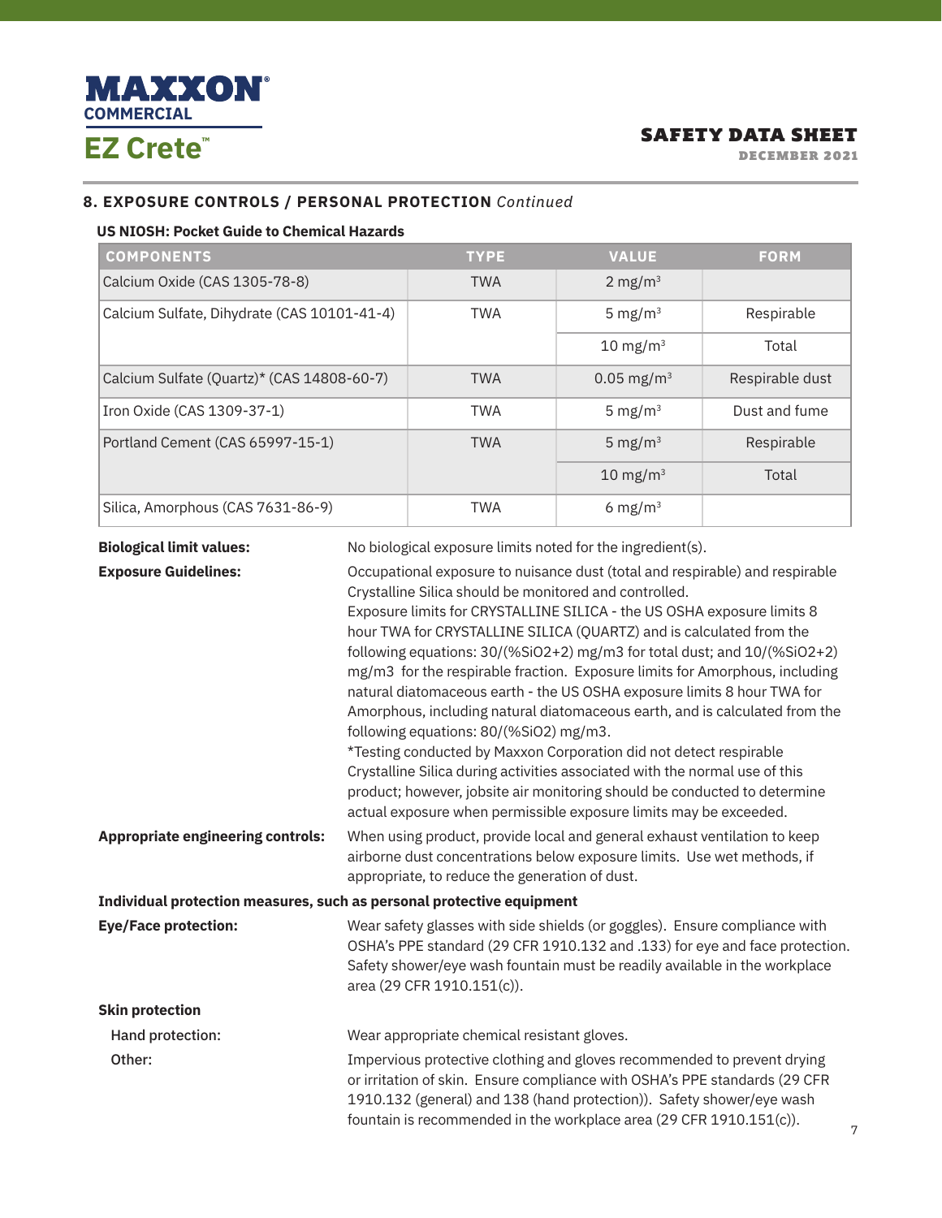## 8. EXPOSURE CONTROLS / PERSONAL PROTECTION *Continued*

**US NIOSH: Pocket Guide to Chemical Hazards**

| COMPONENTS | TYPE | VALUE | FORM |
|---|---|---|---|
| Calcium Oxide (CAS 1305-78-8) | TWA | 2 mg/m$^3$ | |
| Calcium Sulfate, Dihydrate (CAS 10101-41-4) | TWA | 5 mg/m$^3$ | Respirable |
| | | 10 mg/m$^3$ | Total |
| Calcium Sulfate (Quartz)* (CAS 14808-60-7) | TWA | 0.05 mg/m$^3$ | Respirable dust |
| Iron Oxide (CAS 1309-37-1) | TWA | 5 mg/m$^3$ | Dust and fume |
| Portland Cement (CAS 65997-15-1) | TWA | 5 mg/m$^3$ | Respirable |
| | | 10 mg/m$^3$ | Total |
| Silica, Amorphous (CAS 7631-86-9) | TWA | 6 mg/m$^3$ | |

**Biological limit values:** No biological exposure limits noted for the ingredient(s).

**Exposure Guidelines:** Occupational exposure to nuisance dust (total and respirable) and respirable Crystalline Silica should be monitored and controlled.
Exposure limits for CRYSTALLINE SILICA - the US OSHA exposure limits 8 hour TWA for CRYSTALLINE SILICA (QUARTZ) and is calculated from the following equations: 30/(%SiO2+2) mg/m3 for total dust; and 10/(%SiO2+2) mg/m3 for the respirable fraction. Exposure limits for Amorphous, including natural diatomaceous earth - the US OSHA exposure limits 8 hour TWA for Amorphous, including natural diatomaceous earth, and is calculated from the following equations: 80/(%SiO2) mg/m3.
*Testing conducted by Maxxon Corporation did not detect respirable Crystalline Silica during activities associated with the normal use of this product; however, jobsite air monitoring should be conducted to determine actual exposure when permissible exposure limits may be exceeded.

**Appropriate engineering controls:** When using product, provide local and general exhaust ventilation to keep airborne dust concentrations below exposure limits. Use wet methods, if appropriate, to reduce the generation of dust.

**Individual protection measures, such as personal protective equipment**

**Eye/Face protection:** Wear safety glasses with side shields (or goggles). Ensure compliance with OSHA's PPE standard (29 CFR 1910.132 and .133) for eye and face protection. Safety shower/eye wash fountain must be readily available in the workplace area (29 CFR 1910.151(c)).

**Skin protection**

Hand protection: Wear appropriate chemical resistant gloves.

Other: Impervious protective clothing and gloves recommended to prevent drying or irritation of skin. Ensure compliance with OSHA's PPE standards (29 CFR 1910.132 (general) and 138 (hand protection)). Safety shower/eye wash fountain is recommended in the workplace area (29 CFR 1910.151(c)).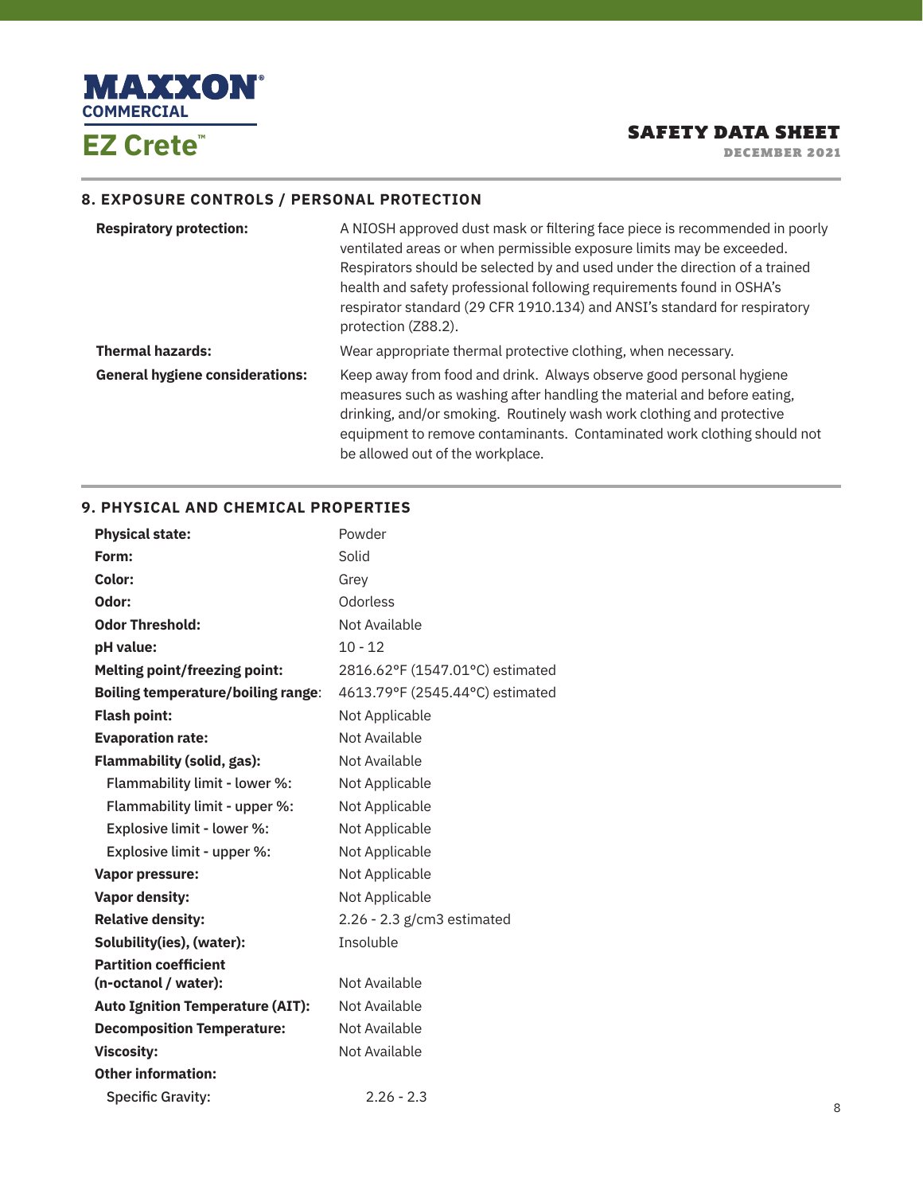## 8. EXPOSURE CONTROLS / PERSONAL PROTECTION

| | |
|---|---|
| **Respiratory protection:** | A NIOSH approved dust mask or filtering face piece is recommended in poorly ventilated areas or when permissible exposure limits may be exceeded. Respirators should be selected by and used under the direction of a trained health and safety professional following requirements found in OSHA's respirator standard (29 CFR 1910.134) and ANSI's standard for respiratory protection (Z88.2). |
| **Thermal hazards:** | Wear appropriate thermal protective clothing, when necessary. |
| **General hygiene considerations:** | Keep away from food and drink. Always observe good personal hygiene measures such as washing after handling the material and before eating, drinking, and/or smoking. Routinely wash work clothing and protective equipment to remove contaminants. Contaminated work clothing should not be allowed out of the workplace. |

## 9. PHYSICAL AND CHEMICAL PROPERTIES

| | |
|---|---|
| **Physical state:** | Powder |
| **Form:** | Solid |
| **Color:** | Grey |
| **Odor:** | Odorless |
| **Odor Threshold:** | Not Available |
| **pH value:** | 10 - 12 |
| **Melting point/freezing point:** | 2816.62°F (1547.01°C) estimated |
| **Boiling temperature/boiling range:** | 4613.79°F (2545.44°C) estimated |
| **Flash point:** | Not Applicable |
| **Evaporation rate:** | Not Available |
| **Flammability (solid, gas):** | Not Available |
| Flammability limit - lower %: | Not Applicable |
| Flammability limit - upper %: | Not Applicable |
| Explosive limit - lower %: | Not Applicable |
| Explosive limit - upper %: | Not Applicable |
| **Vapor pressure:** | Not Applicable |
| **Vapor density:** | Not Applicable |
| **Relative density:** | 2.26 - 2.3 g/cm3 estimated |
| **Solubility(ies), (water):** | Insoluble |
| **Partition coefficient (n-octanol / water):** | Not Available |
| **Auto Ignition Temperature (AIT):** | Not Available |
| **Decomposition Temperature:** | Not Available |
| **Viscosity:** | Not Available |
| **Other information:** | |
| Specific Gravity: | 2.26 - 2.3 |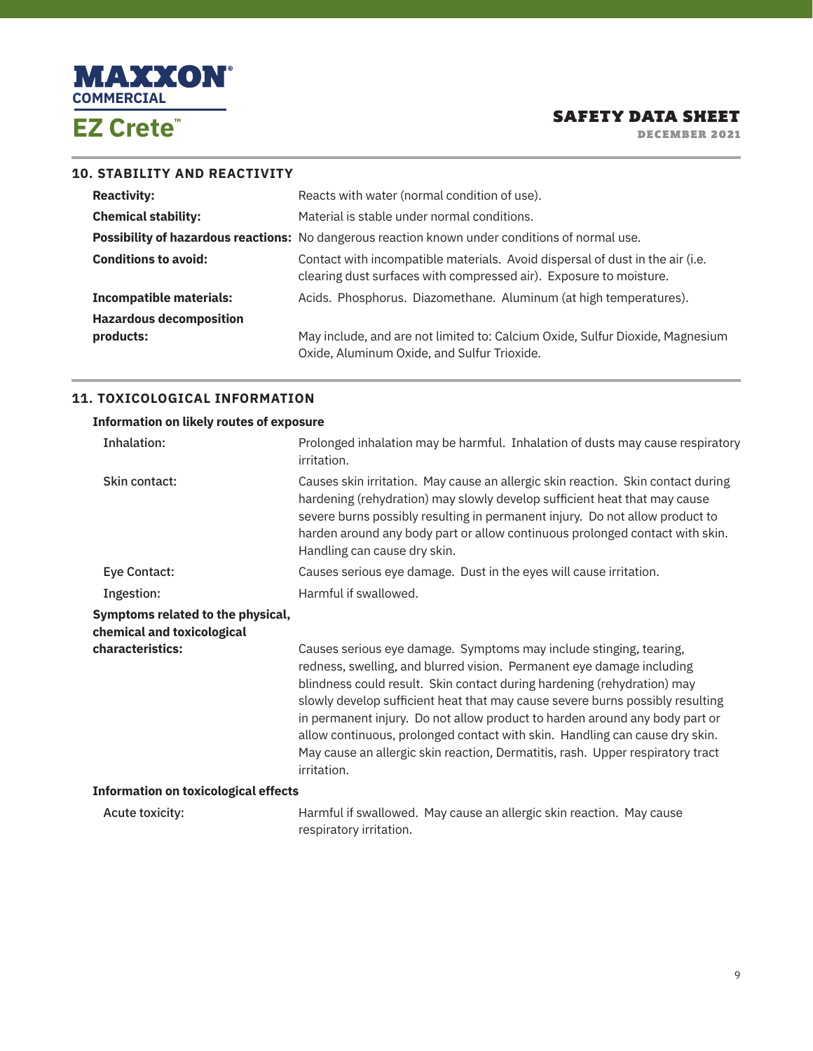## 10. STABILITY AND REACTIVITY

| | |
|---|---|
| **Reactivity:** | Reacts with water (normal condition of use). |
| **Chemical stability:** | Material is stable under normal conditions. |
| **Possibility of hazardous reactions:** | No dangerous reaction known under conditions of normal use. |
| **Conditions to avoid:** | Contact with incompatible materials. Avoid dispersal of dust in the air (i.e. clearing dust surfaces with compressed air). Exposure to moisture. |
| **Incompatible materials:** | Acids. Phosphorus. Diazomethane. Aluminum (at high temperatures). |
| **Hazardous decomposition products:** | May include, and are not limited to: Calcium Oxide, Sulfur Dioxide, Magnesium Oxide, Aluminum Oxide, and Sulfur Trioxide. |

## 11. TOXICOLOGICAL INFORMATION

**Information on likely routes of exposure**

| | |
|---|---|
| Inhalation: | Prolonged inhalation may be harmful. Inhalation of dusts may cause respiratory irritation. |
| Skin contact: | Causes skin irritation. May cause an allergic skin reaction. Skin contact during hardening (rehydration) may slowly develop sufficient heat that may cause severe burns possibly resulting in permanent injury. Do not allow product to harden around any body part or allow continuous prolonged contact with skin. Handling can cause dry skin. |
| Eye Contact: | Causes serious eye damage. Dust in the eyes will cause irritation. |
| Ingestion: | Harmful if swallowed. |
| **Symptoms related to the physical, chemical and toxicological characteristics:** | Causes serious eye damage. Symptoms may include stinging, tearing, redness, swelling, and blurred vision. Permanent eye damage including blindness could result. Skin contact during hardening (rehydration) may slowly develop sufficient heat that may cause severe burns possibly resulting in permanent injury. Do not allow product to harden around any body part or allow continuous, prolonged contact with skin. Handling can cause dry skin. May cause an allergic skin reaction, Dermatitis, rash. Upper respiratory tract irritation. |

**Information on toxicological effects**

| | |
|---|---|
| Acute toxicity: | Harmful if swallowed. May cause an allergic skin reaction. May cause respiratory irritation. |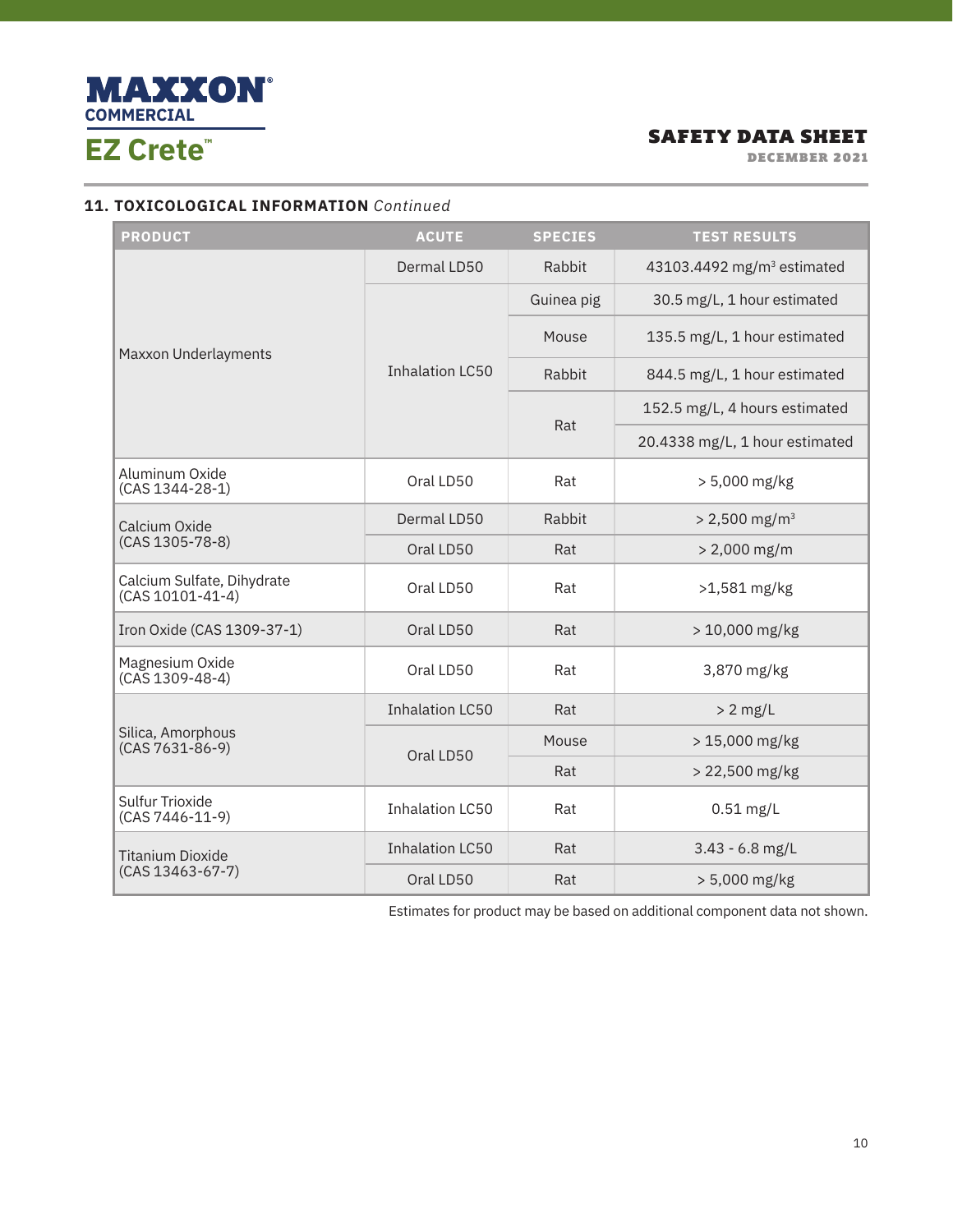## 11. TOXICOLOGICAL INFORMATION *Continued*

| PRODUCT | ACUTE | SPECIES | TEST RESULTS |
|---|---|---|---|
| Maxxon Underlayments | Dermal LD50 | Rabbit | 43103.4492 mg/m³ estimated |
| | Inhalation LC50 | Guinea pig | 30.5 mg/L, 1 hour estimated |
| | | Mouse | 135.5 mg/L, 1 hour estimated |
| | | Rabbit | 844.5 mg/L, 1 hour estimated |
| | | Rat | 152.5 mg/L, 4 hours estimated |
| | | | 20.4338 mg/L, 1 hour estimated |
| Aluminum Oxide (CAS 1344-28-1) | Oral LD50 | Rat | > 5,000 mg/kg |
| Calcium Oxide (CAS 1305-78-8) | Dermal LD50 | Rabbit | > 2,500 mg/m³ |
| | Oral LD50 | Rat | > 2,000 mg/m |
| Calcium Sulfate, Dihydrate (CAS 10101-41-4) | Oral LD50 | Rat | >1,581 mg/kg |
| Iron Oxide (CAS 1309-37-1) | Oral LD50 | Rat | > 10,000 mg/kg |
| Magnesium Oxide (CAS 1309-48-4) | Oral LD50 | Rat | 3,870 mg/kg |
| Silica, Amorphous (CAS 7631-86-9) | Inhalation LC50 | Rat | > 2 mg/L |
| | Oral LD50 | Mouse | > 15,000 mg/kg |
| | | Rat | > 22,500 mg/kg |
| Sulfur Trioxide (CAS 7446-11-9) | Inhalation LC50 | Rat | 0.51 mg/L |
| Titanium Dioxide (CAS 13463-67-7) | Inhalation LC50 | Rat | 3.43 - 6.8 mg/L |
| | Oral LD50 | Rat | > 5,000 mg/kg |

Estimates for product may be based on additional component data not shown.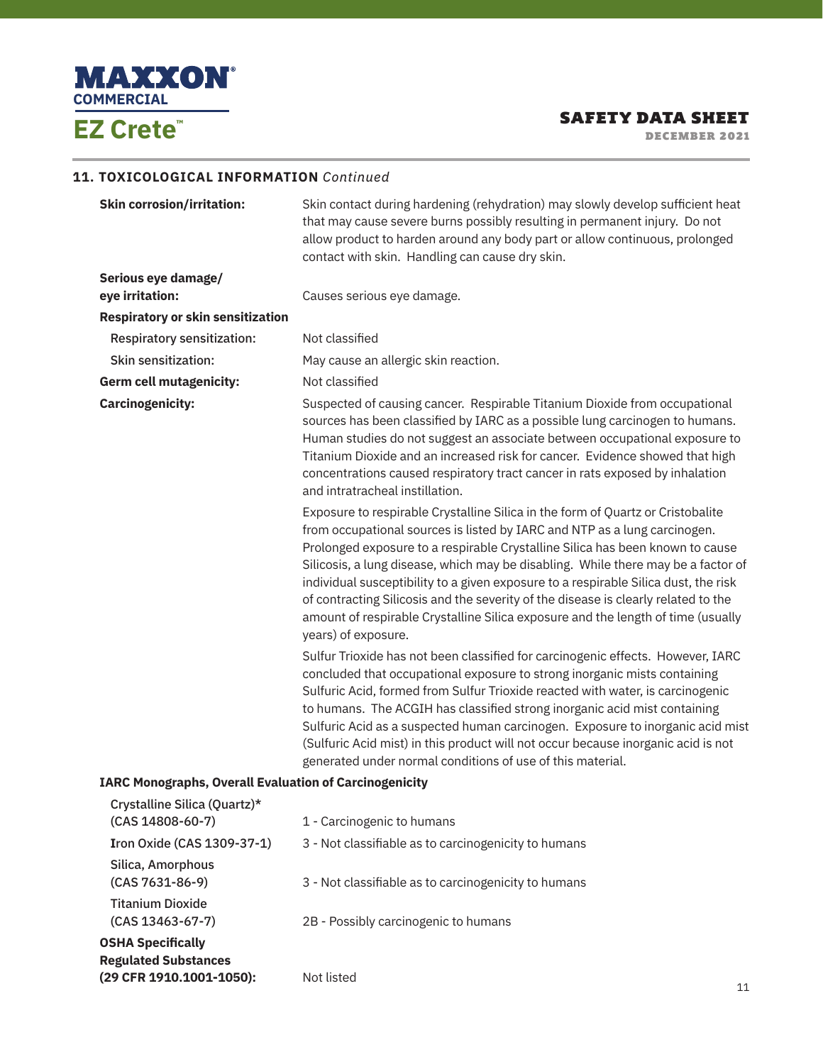## 11. TOXICOLOGICAL INFORMATION *Continued*

**Skin corrosion/irritation:** Skin contact during hardening (rehydration) may slowly develop sufficient heat that may cause severe burns possibly resulting in permanent injury. Do not allow product to harden around any body part or allow continuous, prolonged contact with skin. Handling can cause dry skin.

**Serious eye damage/ eye irritation:** Causes serious eye damage.

**Respiratory or skin sensitization**

Respiratory sensitization: Not classified

Skin sensitization: May cause an allergic skin reaction.

**Germ cell mutagenicity:** Not classified

**Carcinogenicity:** Suspected of causing cancer. Respirable Titanium Dioxide from occupational sources has been classified by IARC as a possible lung carcinogen to humans. Human studies do not suggest an associate between occupational exposure to Titanium Dioxide and an increased risk for cancer. Evidence showed that high concentrations caused respiratory tract cancer in rats exposed by inhalation and intratracheal instillation.

Exposure to respirable Crystalline Silica in the form of Quartz or Cristobalite from occupational sources is listed by IARC and NTP as a lung carcinogen. Prolonged exposure to a respirable Crystalline Silica has been known to cause Silicosis, a lung disease, which may be disabling. While there may be a factor of individual susceptibility to a given exposure to a respirable Silica dust, the risk of contracting Silicosis and the severity of the disease is clearly related to the amount of respirable Crystalline Silica exposure and the length of time (usually years) of exposure.

Sulfur Trioxide has not been classified for carcinogenic effects. However, IARC concluded that occupational exposure to strong inorganic mists containing Sulfuric Acid, formed from Sulfur Trioxide reacted with water, is carcinogenic to humans. The ACGIH has classified strong inorganic acid mist containing Sulfuric Acid as a suspected human carcinogen. Exposure to inorganic acid mist (Sulfuric Acid mist) in this product will not occur because inorganic acid is not generated under normal conditions of use of this material.

**IARC Monographs, Overall Evaluation of Carcinogenicity**

| Substance | Evaluation |
|---|---|
| Crystalline Silica (Quartz)* (CAS 14808-60-7) | 1 - Carcinogenic to humans |
| Iron Oxide (CAS 1309-37-1) | 3 - Not classifiable as to carcinogenicity to humans |
| Silica, Amorphous (CAS 7631-86-9) | 3 - Not classifiable as to carcinogenicity to humans |
| Titanium Dioxide (CAS 13463-67-7) | 2B - Possibly carcinogenic to humans |

**OSHA Specifically Regulated Substances (29 CFR 1910.1001-1050):** Not listed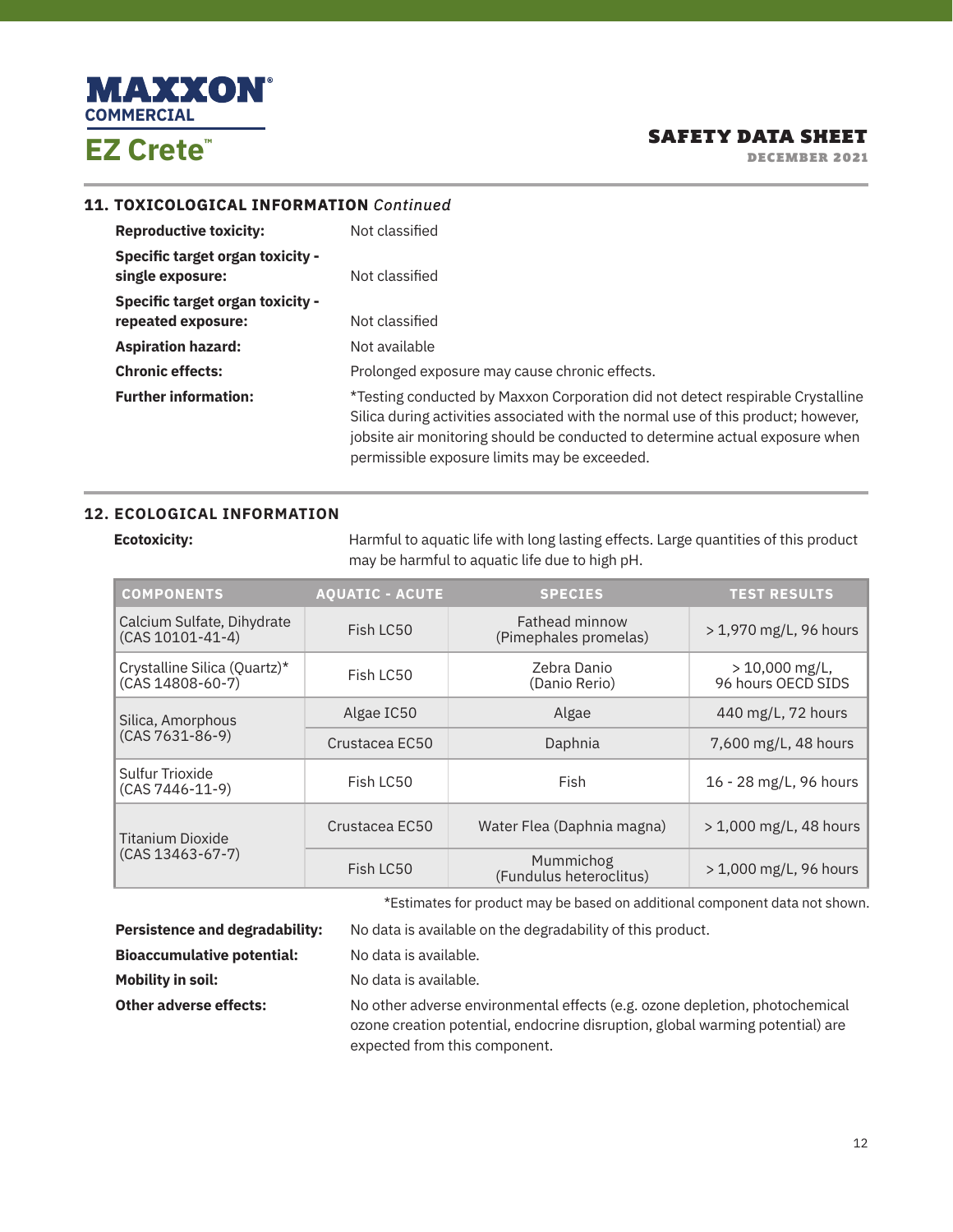## 11. TOXICOLOGICAL INFORMATION *Continued*

| | |
|---|---|
| **Reproductive toxicity:** | Not classified |
| **Specific target organ toxicity - single exposure:** | Not classified |
| **Specific target organ toxicity - repeated exposure:** | Not classified |
| **Aspiration hazard:** | Not available |
| **Chronic effects:** | Prolonged exposure may cause chronic effects. |
| **Further information:** | *Testing conducted by Maxxon Corporation did not detect respirable Crystalline Silica during activities associated with the normal use of this product; however, jobsite air monitoring should be conducted to determine actual exposure when permissible exposure limits may be exceeded. |

## 12. ECOLOGICAL INFORMATION

**Ecotoxicity:** Harmful to aquatic life with long lasting effects. Large quantities of this product may be harmful to aquatic life due to high pH.

| COMPONENTS | AQUATIC - ACUTE | SPECIES | TEST RESULTS |
|---|---|---|---|
| Calcium Sulfate, Dihydrate (CAS 10101-41-4) | Fish LC50 | Fathead minnow (Pimephales promelas) | > 1,970 mg/L, 96 hours |
| Crystalline Silica (Quartz)* (CAS 14808-60-7) | Fish LC50 | Zebra Danio (Danio Rerio) | > 10,000 mg/L, 96 hours OECD SIDS |
| Silica, Amorphous (CAS 7631-86-9) | Algae IC50 | Algae | 440 mg/L, 72 hours |
| | Crustacea EC50 | Daphnia | 7,600 mg/L, 48 hours |
| Sulfur Trioxide (CAS 7446-11-9) | Fish LC50 | Fish | 16 - 28 mg/L, 96 hours |
| Titanium Dioxide (CAS 13463-67-7) | Crustacea EC50 | Water Flea (Daphnia magna) | > 1,000 mg/L, 48 hours |
| | Fish LC50 | Mummichog (Fundulus heteroclitus) | > 1,000 mg/L, 96 hours |

*Estimates for product may be based on additional component data not shown.

| | |
|---|---|
| **Persistence and degradability:** | No data is available on the degradability of this product. |
| **Bioaccumulative potential:** | No data is available. |
| **Mobility in soil:** | No data is available. |
| **Other adverse effects:** | No other adverse environmental effects (e.g. ozone depletion, photochemical ozone creation potential, endocrine disruption, global warming potential) are expected from this component. |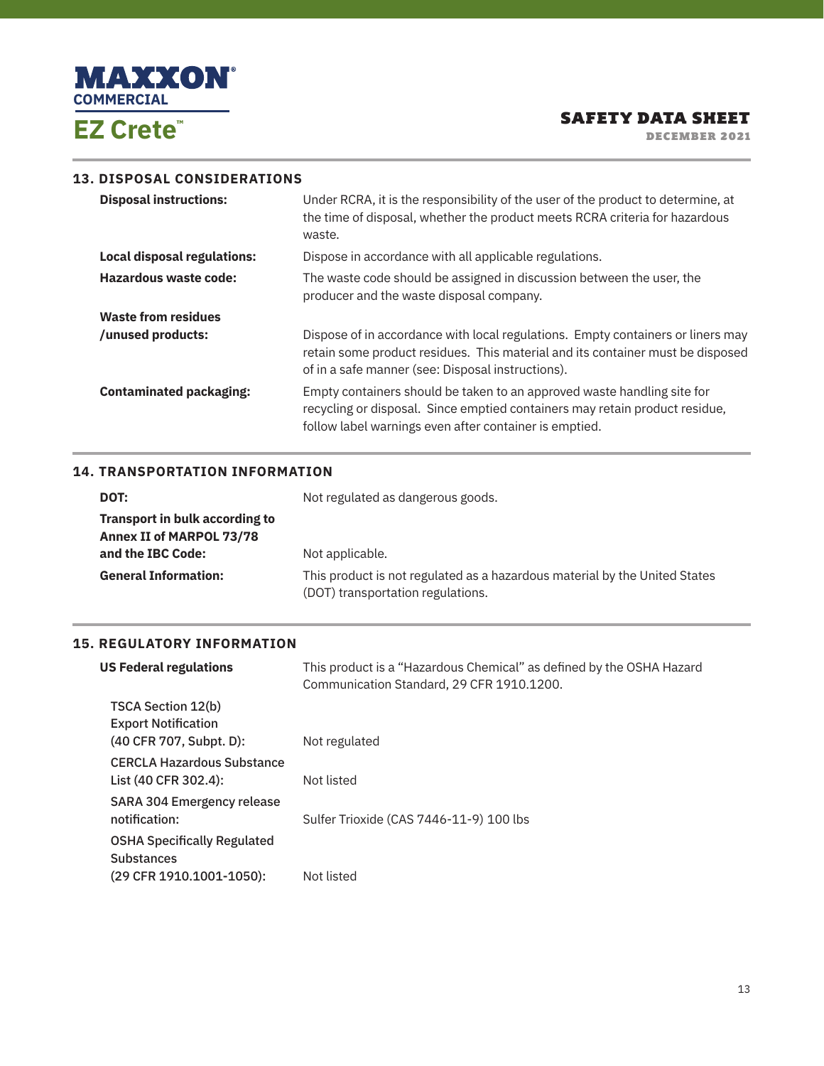## 13. DISPOSAL CONSIDERATIONS

| | |
|---|---|
| **Disposal instructions:** | Under RCRA, it is the responsibility of the user of the product to determine, at the time of disposal, whether the product meets RCRA criteria for hazardous waste. |
| **Local disposal regulations:** | Dispose in accordance with all applicable regulations. |
| **Hazardous waste code:** | The waste code should be assigned in discussion between the user, the producer and the waste disposal company. |
| **Waste from residues /unused products:** | Dispose of in accordance with local regulations. Empty containers or liners may retain some product residues. This material and its container must be disposed of in a safe manner (see: Disposal instructions). |
| **Contaminated packaging:** | Empty containers should be taken to an approved waste handling site for recycling or disposal. Since emptied containers may retain product residue, follow label warnings even after container is emptied. |

## 14. TRANSPORTATION INFORMATION

| | |
|---|---|
| **DOT:** | Not regulated as dangerous goods. |
| **Transport in bulk according to Annex II of MARPOL 73/78 and the IBC Code:** | Not applicable. |
| **General Information:** | This product is not regulated as a hazardous material by the United States (DOT) transportation regulations. |

## 15. REGULATORY INFORMATION

| | |
|---|---|
| **US Federal regulations** | This product is a "Hazardous Chemical" as defined by the OSHA Hazard Communication Standard, 29 CFR 1910.1200. |
| TSCA Section 12(b) Export Notification (40 CFR 707, Subpt. D): | Not regulated |
| CERCLA Hazardous Substance List (40 CFR 302.4): | Not listed |
| SARA 304 Emergency release notification: | Sulfer Trioxide (CAS 7446-11-9) 100 lbs |
| OSHA Specifically Regulated Substances (29 CFR 1910.1001-1050): | Not listed |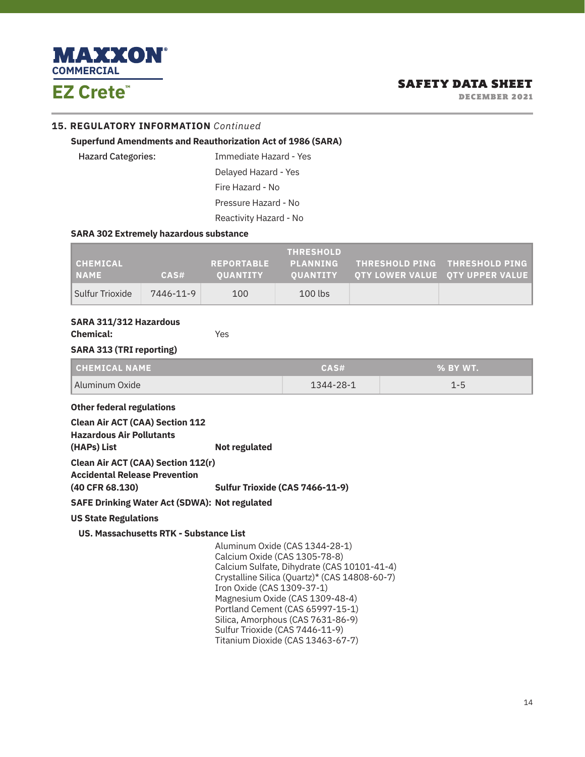## 15. REGULATORY INFORMATION *Continued*

**Superfund Amendments and Reauthorization Act of 1986 (SARA)**

**Hazard Categories:**

Immediate Hazard - Yes
Delayed Hazard - Yes
Fire Hazard - No
Pressure Hazard - No
Reactivity Hazard - No

**SARA 302 Extremely hazardous substance**

| CHEMICAL NAME | CAS# | REPORTABLE QUANTITY | THRESHOLD PLANNING QUANTITY | THRESHOLD PING QTY LOWER VALUE | THRESHOLD PING QTY UPPER VALUE |
|---|---|---|---|---|---|
| Sulfur Trioxide | 7446-11-9 | 100 | 100 lbs | | |

**SARA 311/312 Hazardous Chemical:** Yes

**SARA 313 (TRI reporting)**

| CHEMICAL NAME | CAS# | % BY WT. |
|---|---|---|
| Aluminum Oxide | 1344-28-1 | 1-5 |

**Other federal regulations**

**Clean Air ACT (CAA) Section 112 Hazardous Air Pollutants (HAPs) List** **Not regulated**

**Clean Air ACT (CAA) Section 112(r) Accidental Release Prevention (40 CFR 68.130)** **Sulfur Trioxide (CAS 7466-11-9)**

**SAFE Drinking Water Act (SDWA):** **Not regulated**

**US State Regulations**

**US. Massachusetts RTK - Substance List**

Aluminum Oxide (CAS 1344-28-1)
Calcium Oxide (CAS 1305-78-8)
Calcium Sulfate, Dihydrate (CAS 10101-41-4)
Crystalline Silica (Quartz)* (CAS 14808-60-7)
Iron Oxide (CAS 1309-37-1)
Magnesium Oxide (CAS 1309-48-4)
Portland Cement (CAS 65997-15-1)
Silica, Amorphous (CAS 7631-86-9)
Sulfur Trioxide (CAS 7446-11-9)
Titanium Dioxide (CAS 13463-67-7)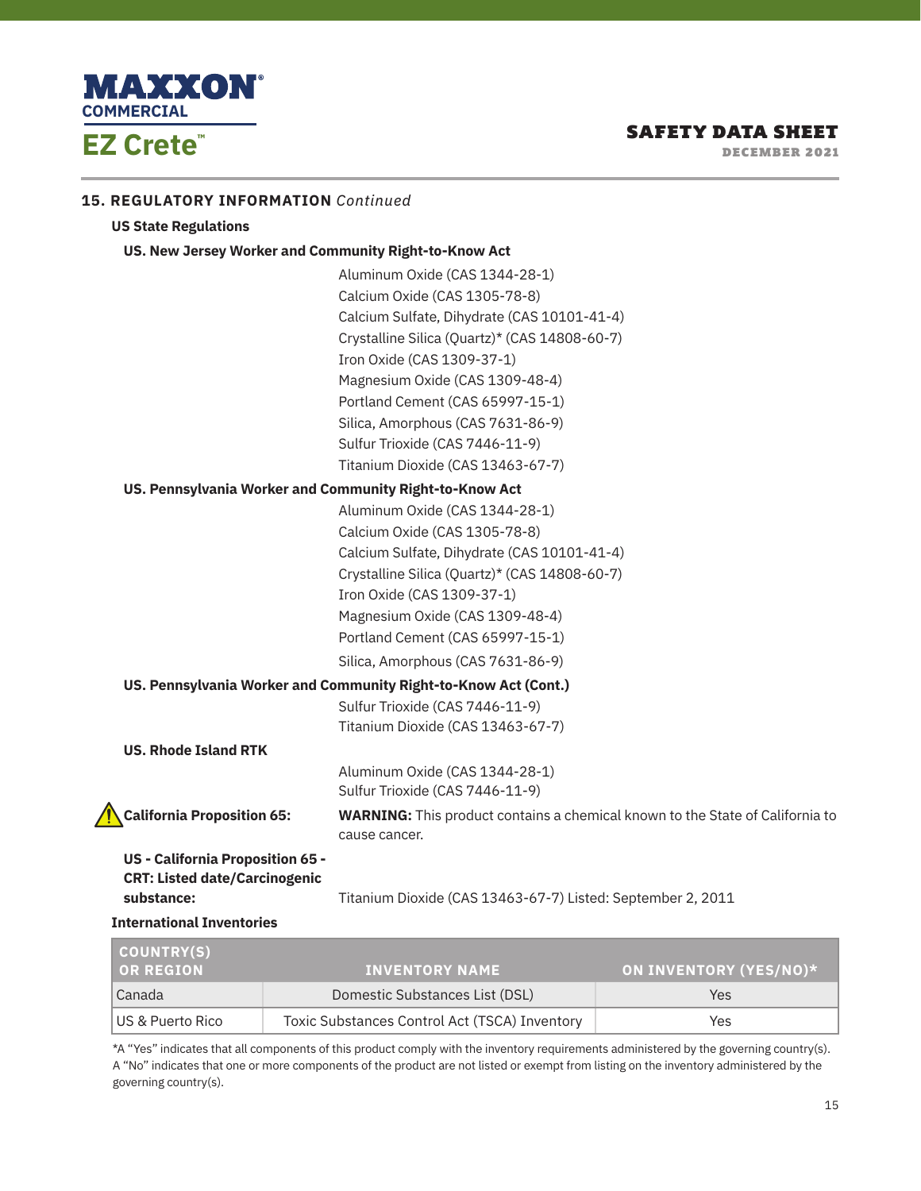## 15. REGULATORY INFORMATION *Continued*

### US State Regulations

**US. New Jersey Worker and Community Right-to-Know Act**

Aluminum Oxide (CAS 1344-28-1)
Calcium Oxide (CAS 1305-78-8)
Calcium Sulfate, Dihydrate (CAS 10101-41-4)
Crystalline Silica (Quartz)* (CAS 14808-60-7)
Iron Oxide (CAS 1309-37-1)
Magnesium Oxide (CAS 1309-48-4)
Portland Cement (CAS 65997-15-1)
Silica, Amorphous (CAS 7631-86-9)
Sulfur Trioxide (CAS 7446-11-9)
Titanium Dioxide (CAS 13463-67-7)

**US. Pennsylvania Worker and Community Right-to-Know Act**

Aluminum Oxide (CAS 1344-28-1)
Calcium Oxide (CAS 1305-78-8)
Calcium Sulfate, Dihydrate (CAS 10101-41-4)
Crystalline Silica (Quartz)* (CAS 14808-60-7)
Iron Oxide (CAS 1309-37-1)
Magnesium Oxide (CAS 1309-48-4)
Portland Cement (CAS 65997-15-1)
Silica, Amorphous (CAS 7631-86-9)

**US. Pennsylvania Worker and Community Right-to-Know Act (Cont.)**

Sulfur Trioxide (CAS 7446-11-9)
Titanium Dioxide (CAS 13463-67-7)

**US. Rhode Island RTK**

Aluminum Oxide (CAS 1344-28-1)
Sulfur Trioxide (CAS 7446-11-9)

**California Proposition 65:** **WARNING:** This product contains a chemical known to the State of California to cause cancer.

**US - California Proposition 65 - CRT: Listed date/Carcinogenic substance:** Titanium Dioxide (CAS 13463-67-7) Listed: September 2, 2011

### International Inventories

| COUNTRY(S) OR REGION | INVENTORY NAME | ON INVENTORY (YES/NO)* |
|---|---|---|
| Canada | Domestic Substances List (DSL) | Yes |
| US & Puerto Rico | Toxic Substances Control Act (TSCA) Inventory | Yes |

*A "Yes" indicates that all components of this product comply with the inventory requirements administered by the governing country(s). A "No" indicates that one or more components of the product are not listed or exempt from listing on the inventory administered by the governing country(s).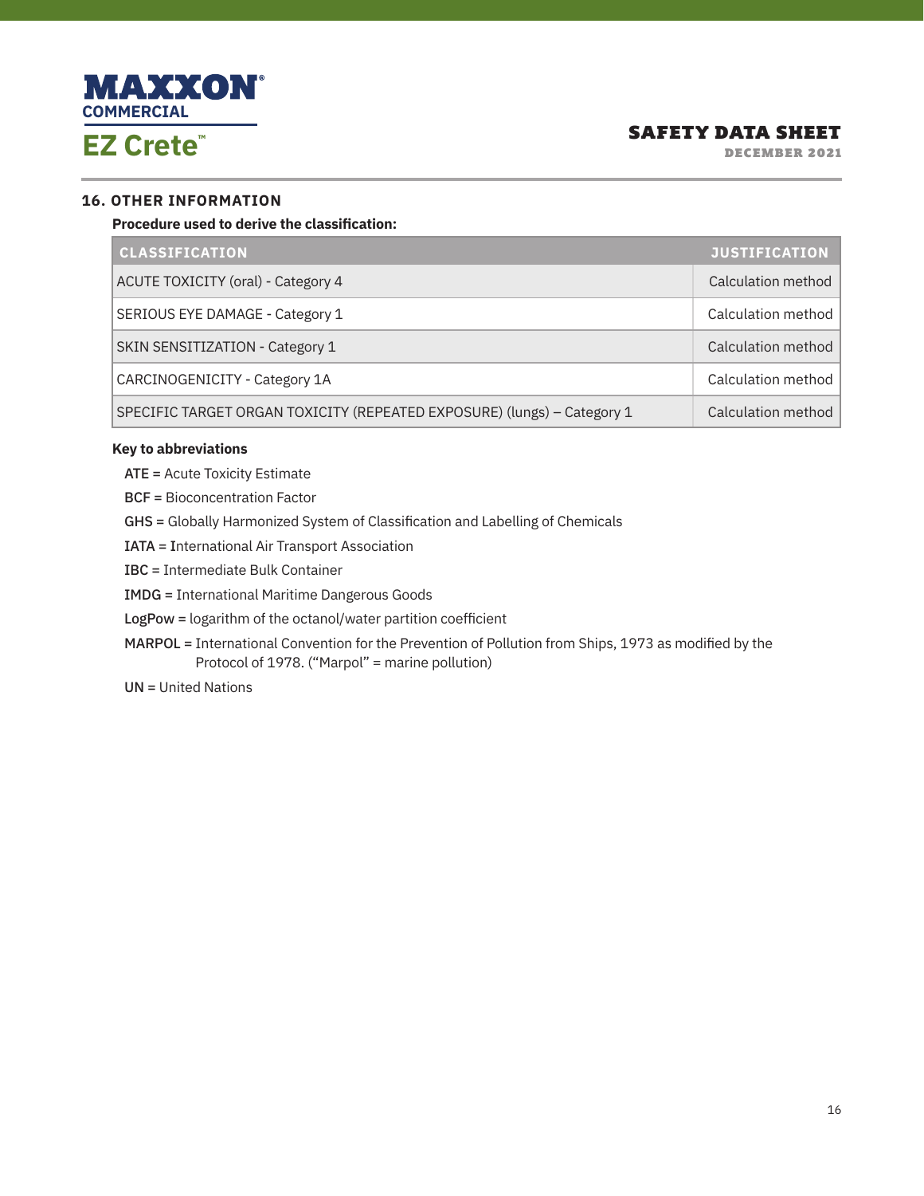## 16. OTHER INFORMATION

**Procedure used to derive the classification:**

| CLASSIFICATION | JUSTIFICATION |
|---|---|
| ACUTE TOXICITY (oral) - Category 4 | Calculation method |
| SERIOUS EYE DAMAGE - Category 1 | Calculation method |
| SKIN SENSITIZATION - Category 1 | Calculation method |
| CARCINOGENICITY - Category 1A | Calculation method |
| SPECIFIC TARGET ORGAN TOXICITY (REPEATED EXPOSURE) (lungs) – Category 1 | Calculation method |

**Key to abbreviations**

**ATE** = Acute Toxicity Estimate

**BCF** = Bioconcentration Factor

**GHS** = Globally Harmonized System of Classification and Labelling of Chemicals

**IATA** = International Air Transport Association

**IBC** = Intermediate Bulk Container

**IMDG** = International Maritime Dangerous Goods

**LogPow** = logarithm of the octanol/water partition coefficient

**MARPOL** = International Convention for the Prevention of Pollution from Ships, 1973 as modified by the Protocol of 1978. ("Marpol" = marine pollution)

**UN** = United Nations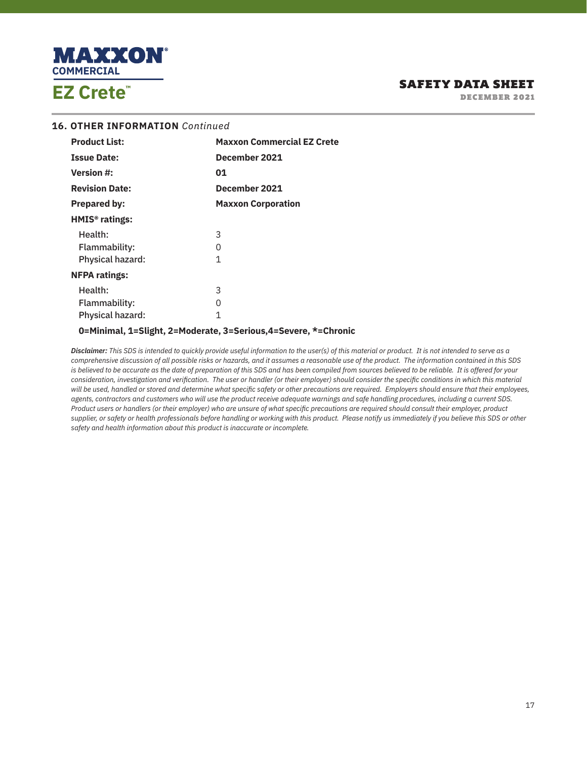## 16. OTHER INFORMATION *Continued*

| | |
|---|---|
| **Product List:** | **Maxxon Commercial EZ Crete** |
| **Issue Date:** | **December 2021** |
| **Version #:** | **01** |
| **Revision Date:** | **December 2021** |
| **Prepared by:** | **Maxxon Corporation** |
| **HMIS® ratings:** | |
| Health: | 3 |
| Flammability: | 0 |
| Physical hazard: | 1 |
| **NFPA ratings:** | |
| Health: | 3 |
| Flammability: | 0 |
| Physical hazard: | 1 |

**0=Minimal, 1=Slight, 2=Moderate, 3=Serious,4=Severe, *=Chronic**

***Disclaimer:*** *This SDS is intended to quickly provide useful information to the user(s) of this material or product. It is not intended to serve as a comprehensive discussion of all possible risks or hazards, and it assumes a reasonable use of the product. The information contained in this SDS is believed to be accurate as the date of preparation of this SDS and has been compiled from sources believed to be reliable. It is offered for your consideration, investigation and verification. The user or handler (or their employer) should consider the specific conditions in which this material will be used, handled or stored and determine what specific safety or other precautions are required. Employers should ensure that their employees, agents, contractors and customers who will use the product receive adequate warnings and safe handling procedures, including a current SDS. Product users or handlers (or their employer) who are unsure of what specific precautions are required should consult their employer, product supplier, or safety or health professionals before handling or working with this product. Please notify us immediately if you believe this SDS or other safety and health information about this product is inaccurate or incomplete.*